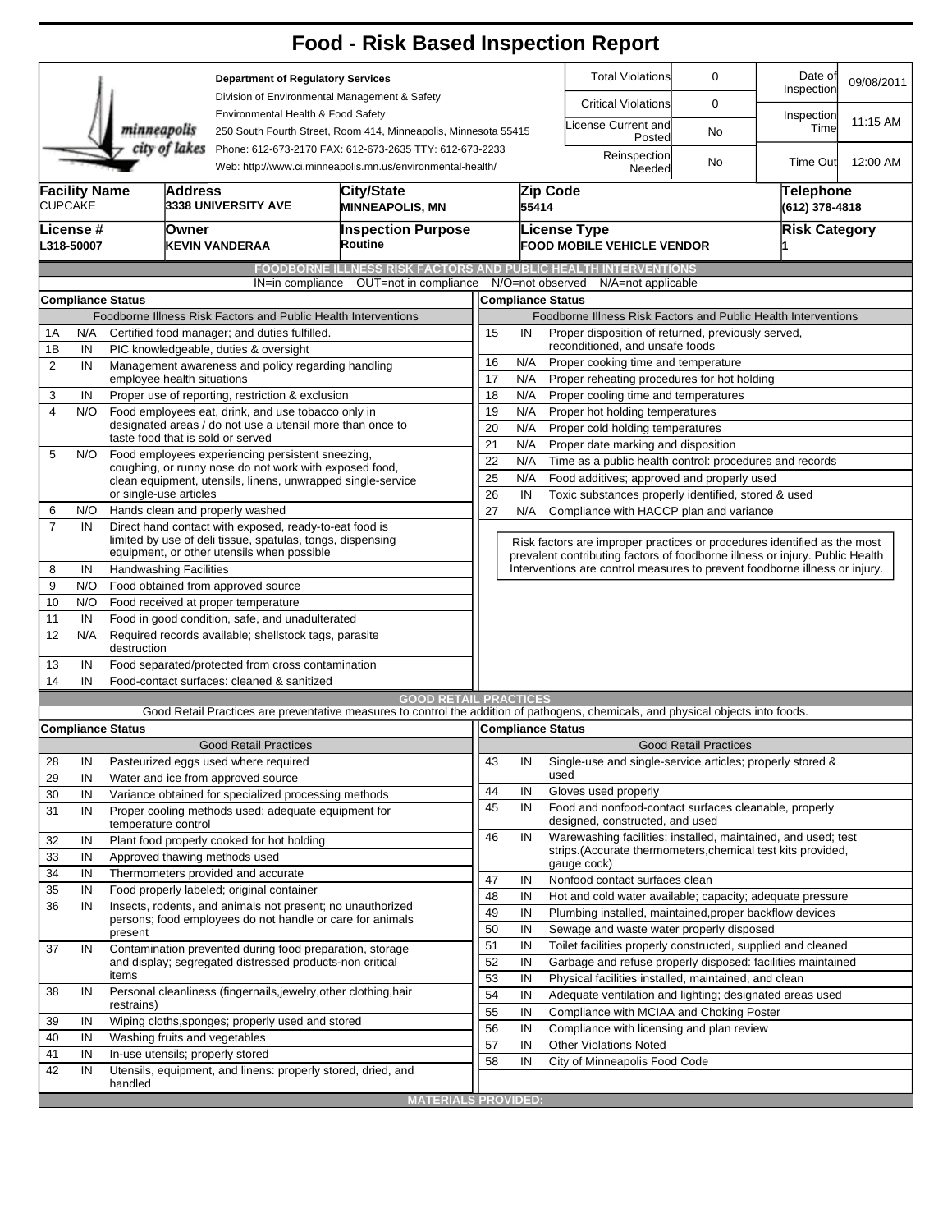# Food - Risk Based Inspection Report

**Department of Regulatory Services**
Division of Environmental Management & Safety
Environmental Health & Food Safety
250 South Fourth Street, Room 414, Minneapolis, Minnesota 55415
Phone: 612-673-2170 FAX: 612-673-2635 TTY: 612-673-2233
Web: http://www.ci.minneapolis.mn.us/environmental-health/

| | | | |
|---|---|---|---|
| Total Violations | 0 | Date of Inspection | 09/08/2011 |
| Critical Violations | 0 | Inspection Time | 11:15 AM |
| License Current and Posted | No | | |
| Reinspection Needed | No | Time Out | 12:00 AM |

| Facility Name | Address | City/State | Zip Code | Telephone |
|---|---|---|---|---|
| CUPCAKE | 3338 UNIVERSITY AVE | MINNEAPOLIS, MN | 55414 | (612) 378-4818 |

| License # | Owner | Inspection Purpose | License Type | Risk Category |
|---|---|---|---|---|
| L318-50007 | KEVIN VANDERAA | Routine | FOOD MOBILE VEHICLE VENDOR | 1 |

## FOODBORNE ILLNESS RISK FACTORS AND PUBLIC HEALTH INTERVENTIONS

IN=in compliance OUT=not in compliance N/O=not observed N/A=not applicable

| # | Compliance Status | Foodborne Illness Risk Factors and Public Health Interventions |
|---|---|---|
| 1A | N/A | Certified food manager; and duties fulfilled. |
| 1B | IN | PIC knowledgeable, duties & oversight |
| 2 | IN | Management awareness and policy regarding handling employee health situations |
| 3 | IN | Proper use of reporting, restriction & exclusion |
| 4 | N/O | Food employees eat, drink, and use tobacco only in designated areas / do not use a utensil more than once to taste food that is sold or served |
| 5 | N/O | Food employees experiencing persistent sneezing, coughing, or runny nose do not work with exposed food, clean equipment, utensils, linens, unwrapped single-service or single-use articles |
| 6 | N/O | Hands clean and properly washed |
| 7 | IN | Direct hand contact with exposed, ready-to-eat food is limited by use of deli tissue, spatulas, tongs, dispensing equipment, or other utensils when possible |
| 8 | IN | Handwashing Facilities |
| 9 | N/O | Food obtained from approved source |
| 10 | N/O | Food received at proper temperature |
| 11 | IN | Food in good condition, safe, and unadulterated |
| 12 | N/A | Required records available; shellstock tags, parasite destruction |
| 13 | IN | Food separated/protected from cross contamination |
| 14 | IN | Food-contact surfaces: cleaned & sanitized |
| 15 | IN | Proper disposition of returned, previously served, reconditioned, and unsafe foods |
| 16 | N/A | Proper cooking time and temperature |
| 17 | N/A | Proper reheating procedures for hot holding |
| 18 | N/A | Proper cooling time and temperatures |
| 19 | N/A | Proper hot holding temperatures |
| 20 | N/A | Proper cold holding temperatures |
| 21 | N/A | Proper date marking and disposition |
| 22 | N/A | Time as a public health control: procedures and records |
| 25 | N/A | Food additives; approved and properly used |
| 26 | IN | Toxic substances properly identified, stored & used |
| 27 | N/A | Compliance with HACCP plan and variance |

Risk factors are improper practices or procedures identified as the most prevalent contributing factors of foodborne illness or injury. Public Health Interventions are control measures to prevent foodborne illness or injury.

## GOOD RETAIL PRACTICES

Good Retail Practices are preventative measures to control the addition of pathogens, chemicals, and physical objects into foods.

| # | Compliance Status | Good Retail Practices |
|---|---|---|
| 28 | IN | Pasteurized eggs used where required |
| 29 | IN | Water and ice from approved source |
| 30 | IN | Variance obtained for specialized processing methods |
| 31 | IN | Proper cooling methods used; adequate equipment for temperature control |
| 32 | IN | Plant food properly cooked for hot holding |
| 33 | IN | Approved thawing methods used |
| 34 | IN | Thermometers provided and accurate |
| 35 | IN | Food properly labeled; original container |
| 36 | IN | Insects, rodents, and animals not present; no unauthorized persons; food employees do not handle or care for animals present |
| 37 | IN | Contamination prevented during food preparation, storage and display; segregated distressed products-non critical items |
| 38 | IN | Personal cleanliness (fingernails,jewelry,other clothing,hair restrains) |
| 39 | IN | Wiping cloths,sponges; properly used and stored |
| 40 | IN | Washing fruits and vegetables |
| 41 | IN | In-use utensils; properly stored |
| 42 | IN | Utensils, equipment, and linens: properly stored, dried, and handled |
| 43 | IN | Single-use and single-service articles; properly stored & used |
| 44 | IN | Gloves used properly |
| 45 | IN | Food and nonfood-contact surfaces cleanable, properly designed, constructed, and used |
| 46 | IN | Warewashing facilities: installed, maintained, and used; test strips.(Accurate thermometers,chemical test kits provided, gauge cock) |
| 47 | IN | Nonfood contact surfaces clean |
| 48 | IN | Hot and cold water available; capacity; adequate pressure |
| 49 | IN | Plumbing installed, maintained,proper backflow devices |
| 50 | IN | Sewage and waste water properly disposed |
| 51 | IN | Toilet facilities properly constructed, supplied and cleaned |
| 52 | IN | Garbage and refuse properly disposed: facilities maintained |
| 53 | IN | Physical facilities installed, maintained, and clean |
| 54 | IN | Adequate ventilation and lighting; designated areas used |
| 55 | IN | Compliance with MCIAA and Choking Poster |
| 56 | IN | Compliance with licensing and plan review |
| 57 | IN | Other Violations Noted |
| 58 | IN | City of Minneapolis Food Code |

## MATERIALS PROVIDED: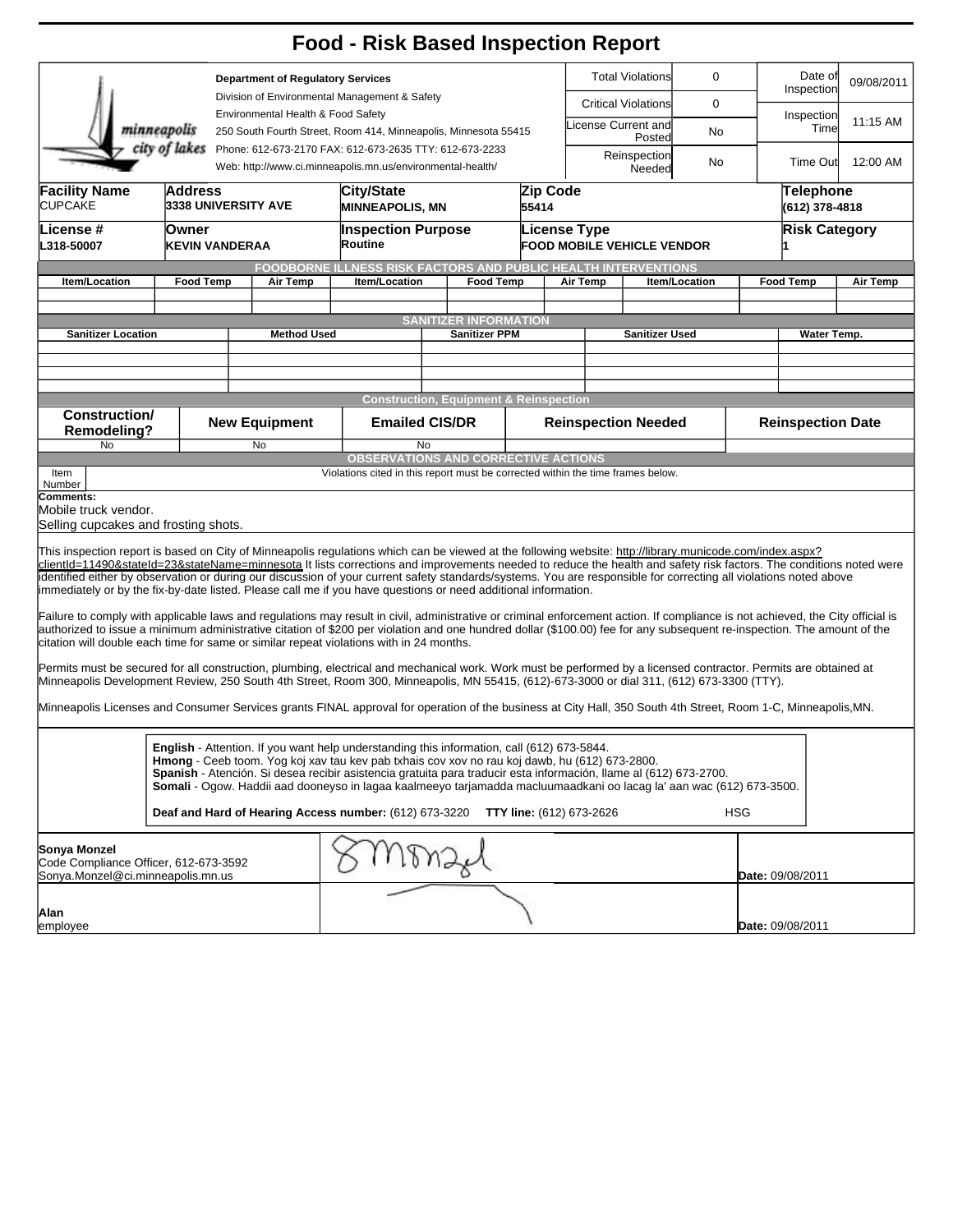# Food - Risk Based Inspection Report

**Department of Regulatory Services**
Division of Environmental Management & Safety
Environmental Health & Food Safety
250 South Fourth Street, Room 414, Minneapolis, Minnesota 55415
Phone: 612-673-2170 FAX: 612-673-2635 TTY: 612-673-2233
Web: http://www.ci.minneapolis.mn.us/environmental-health/

| | | | |
|---|---|---|---|
| Total Violations | 0 | Date of Inspection | 09/08/2011 |
| Critical Violations | 0 | Inspection Time | 11:15 AM |
| License Current and Posted | No | | |
| Reinspection Needed | No | Time Out | 12:00 AM |

| Facility Name | Address | City/State | Zip Code | Telephone |
|---|---|---|---|---|
| CUPCAKE | 3338 UNIVERSITY AVE | MINNEAPOLIS, MN | 55414 | (612) 378-4818 |

| License # | Owner | Inspection Purpose | License Type | Risk Category |
|---|---|---|---|---|
| L318-50007 | KEVIN VANDERAA | Routine | FOOD MOBILE VEHICLE VENDOR | 1 |

## FOODBORNE ILLNESS RISK FACTORS AND PUBLIC HEALTH INTERVENTIONS

| Item/Location | Food Temp | Air Temp | Item/Location | Food Temp | Air Temp | Item/Location | Food Temp | Air Temp |
|---|---|---|---|---|---|---|---|---|
| | | | | | | | | |

## SANITIZER INFORMATION

| Sanitizer Location | Method Used | Sanitizer PPM | Sanitizer Used | Water Temp. |
|---|---|---|---|---|
| | | | | |

## Construction, Equipment & Reinspection

| Construction/ Remodeling? | New Equipment | Emailed CIS/DR | Reinspection Needed | Reinspection Date |
|---|---|---|---|---|
| No | No | No | | |

## OBSERVATIONS AND CORRECTIVE ACTIONS

Item Number — Violations cited in this report must be corrected within the time frames below.

**Comments:**
Mobile truck vendor.
Selling cupcakes and frosting shots.

This inspection report is based on City of Minneapolis regulations which can be viewed at the following website: http://library.municode.com/index.aspx?clientId=11490&stateId=23&stateName=minnesota It lists corrections and improvements needed to reduce the health and safety risk factors. The conditions noted were identified either by observation or during our discussion of your current safety standards/systems. You are responsible for correcting all violations noted above immediately or by the fix-by-date listed. Please call me if you have questions or need additional information.

Failure to comply with applicable laws and regulations may result in civil, administrative or criminal enforcement action. If compliance is not achieved, the City official is authorized to issue a minimum administrative citation of $200 per violation and one hundred dollar ($100.00) fee for any subsequent re-inspection. The amount of the citation will double each time for same or similar repeat violations with in 24 months.

Permits must be secured for all construction, plumbing, electrical and mechanical work. Work must be performed by a licensed contractor. Permits are obtained at Minneapolis Development Review, 250 South 4th Street, Room 300, Minneapolis, MN 55415, (612)-673-3000 or dial 311, (612) 673-3300 (TTY).

Minneapolis Licenses and Consumer Services grants FINAL approval for operation of the business at City Hall, 350 South 4th Street, Room 1-C, Minneapolis,MN.

**English** - Attention. If you want help understanding this information, call (612) 673-5844.
**Hmong** - Ceeb toom. Yog koj xav tau kev pab txhais cov xov no rau koj dawb, hu (612) 673-2800.
**Spanish** - Atención. Si desea recibir asistencia gratuita para traducir esta información, llame al (612) 673-2700.
**Somali** - Ogow. Haddii aad dooneyso in lagaa kaalmeeyo tarjamadda macluumaadkani oo lacag la' aan wac (612) 673-3500.

**Deaf and Hard of Hearing Access number:** (612) 673-3220 **TTY line:** (612) 673-2626 HSG

**Sonya Monzel**
Code Compliance Officer, 612-673-3592
Sonya.Monzel@ci.minneapolis.mn.us
**Date:** 09/08/2011

**Alan**
employee
**Date:** 09/08/2011